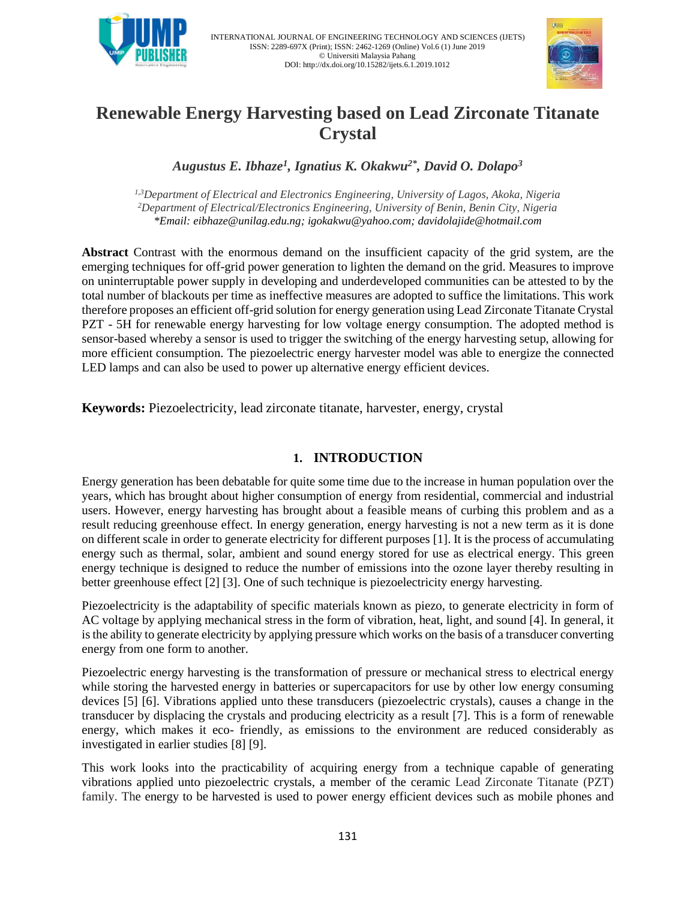# Renewable Energy Harvesting based on Lead Zirconate Titanate Crystal

***Augustus E. Ibhaze[1], Ignatius K. Okakwu[2*], David O. Dolapo[3]***

*[1,3]Department of Electrical and Electronics Engineering, University of Lagos, Akoka, Nigeria*
*[2]Department of Electrical/Electronics Engineering, University of Benin, Benin City, Nigeria*
*\*Email: eibhaze@unilag.edu.ng; igokakwu@yahoo.com; davidolajide@hotmail.com*

**Abstract** Contrast with the enormous demand on the insufficient capacity of the grid system, are the emerging techniques for off-grid power generation to lighten the demand on the grid. Measures to improve on uninterruptable power supply in developing and underdeveloped communities can be attested to by the total number of blackouts per time as ineffective measures are adopted to suffice the limitations. This work therefore proposes an efficient off-grid solution for energy generation using Lead Zirconate Titanate Crystal PZT - 5H for renewable energy harvesting for low voltage energy consumption. The adopted method is sensor-based whereby a sensor is used to trigger the switching of the energy harvesting setup, allowing for more efficient consumption. The piezoelectric energy harvester model was able to energize the connected LED lamps and can also be used to power up alternative energy efficient devices.

**Keywords:** Piezoelectricity, lead zirconate titanate, harvester, energy, crystal

## 1. INTRODUCTION

Energy generation has been debatable for quite some time due to the increase in human population over the years, which has brought about higher consumption of energy from residential, commercial and industrial users. However, energy harvesting has brought about a feasible means of curbing this problem and as a result reducing greenhouse effect. In energy generation, energy harvesting is not a new term as it is done on different scale in order to generate electricity for different purposes [1]. It is the process of accumulating energy such as thermal, solar, ambient and sound energy stored for use as electrical energy. This green energy technique is designed to reduce the number of emissions into the ozone layer thereby resulting in better greenhouse effect [2] [3]. One of such technique is piezoelectricity energy harvesting.

Piezoelectricity is the adaptability of specific materials known as piezo, to generate electricity in form of AC voltage by applying mechanical stress in the form of vibration, heat, light, and sound [4]. In general, it is the ability to generate electricity by applying pressure which works on the basis of a transducer converting energy from one form to another.

Piezoelectric energy harvesting is the transformation of pressure or mechanical stress to electrical energy while storing the harvested energy in batteries or supercapacitors for use by other low energy consuming devices [5] [6]. Vibrations applied unto these transducers (piezoelectric crystals), causes a change in the transducer by displacing the crystals and producing electricity as a result [7]. This is a form of renewable energy, which makes it eco- friendly, as emissions to the environment are reduced considerably as investigated in earlier studies [8] [9].

This work looks into the practicability of acquiring energy from a technique capable of generating vibrations applied unto piezoelectric crystals, a member of the ceramic Lead Zirconate Titanate (PZT) family. The energy to be harvested is used to power energy efficient devices such as mobile phones and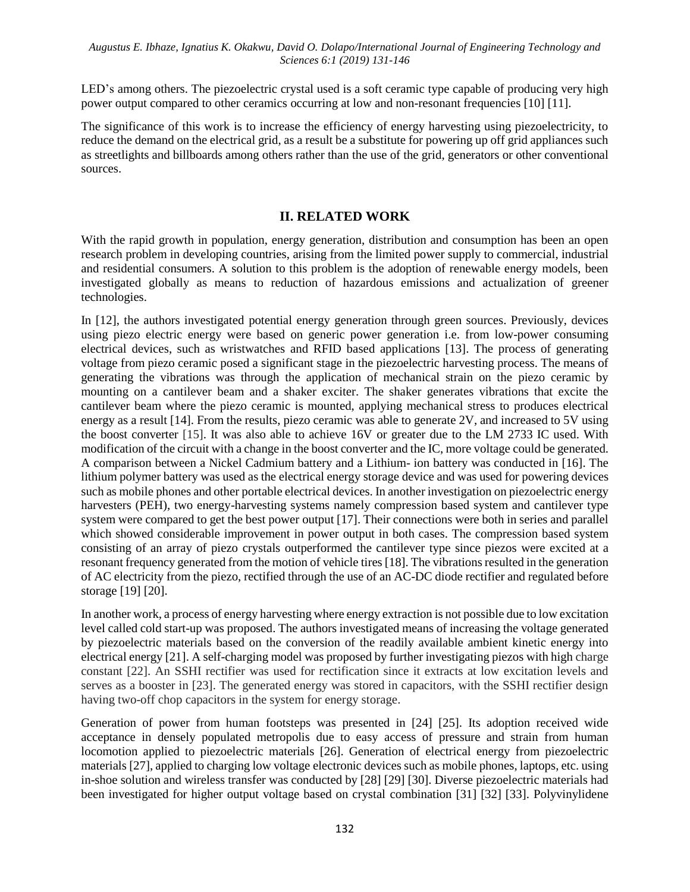LED's among others. The piezoelectric crystal used is a soft ceramic type capable of producing very high power output compared to other ceramics occurring at low and non-resonant frequencies [10] [11].

The significance of this work is to increase the efficiency of energy harvesting using piezoelectricity, to reduce the demand on the electrical grid, as a result be a substitute for powering up off grid appliances such as streetlights and billboards among others rather than the use of the grid, generators or other conventional sources.

## II. RELATED WORK

With the rapid growth in population, energy generation, distribution and consumption has been an open research problem in developing countries, arising from the limited power supply to commercial, industrial and residential consumers. A solution to this problem is the adoption of renewable energy models, been investigated globally as means to reduction of hazardous emissions and actualization of greener technologies.

In [12], the authors investigated potential energy generation through green sources. Previously, devices using piezo electric energy were based on generic power generation i.e. from low-power consuming electrical devices, such as wristwatches and RFID based applications [13]. The process of generating voltage from piezo ceramic posed a significant stage in the piezoelectric harvesting process. The means of generating the vibrations was through the application of mechanical strain on the piezo ceramic by mounting on a cantilever beam and a shaker exciter. The shaker generates vibrations that excite the cantilever beam where the piezo ceramic is mounted, applying mechanical stress to produces electrical energy as a result [14]. From the results, piezo ceramic was able to generate 2V, and increased to 5V using the boost converter [15]. It was also able to achieve 16V or greater due to the LM 2733 IC used. With modification of the circuit with a change in the boost converter and the IC, more voltage could be generated. A comparison between a Nickel Cadmium battery and a Lithium- ion battery was conducted in [16]. The lithium polymer battery was used as the electrical energy storage device and was used for powering devices such as mobile phones and other portable electrical devices. In another investigation on piezoelectric energy harvesters (PEH), two energy-harvesting systems namely compression based system and cantilever type system were compared to get the best power output [17]. Their connections were both in series and parallel which showed considerable improvement in power output in both cases. The compression based system consisting of an array of piezo crystals outperformed the cantilever type since piezos were excited at a resonant frequency generated from the motion of vehicle tires [18]. The vibrations resulted in the generation of AC electricity from the piezo, rectified through the use of an AC-DC diode rectifier and regulated before storage [19] [20].

In another work, a process of energy harvesting where energy extraction is not possible due to low excitation level called cold start-up was proposed. The authors investigated means of increasing the voltage generated by piezoelectric materials based on the conversion of the readily available ambient kinetic energy into electrical energy [21]. A self-charging model was proposed by further investigating piezos with high charge constant [22]. An SSHI rectifier was used for rectification since it extracts at low excitation levels and serves as a booster in [23]. The generated energy was stored in capacitors, with the SSHI rectifier design having two-off chop capacitors in the system for energy storage.

Generation of power from human footsteps was presented in [24] [25]. Its adoption received wide acceptance in densely populated metropolis due to easy access of pressure and strain from human locomotion applied to piezoelectric materials [26]. Generation of electrical energy from piezoelectric materials [27], applied to charging low voltage electronic devices such as mobile phones, laptops, etc. using in-shoe solution and wireless transfer was conducted by [28] [29] [30]. Diverse piezoelectric materials had been investigated for higher output voltage based on crystal combination [31] [32] [33]. Polyvinylidene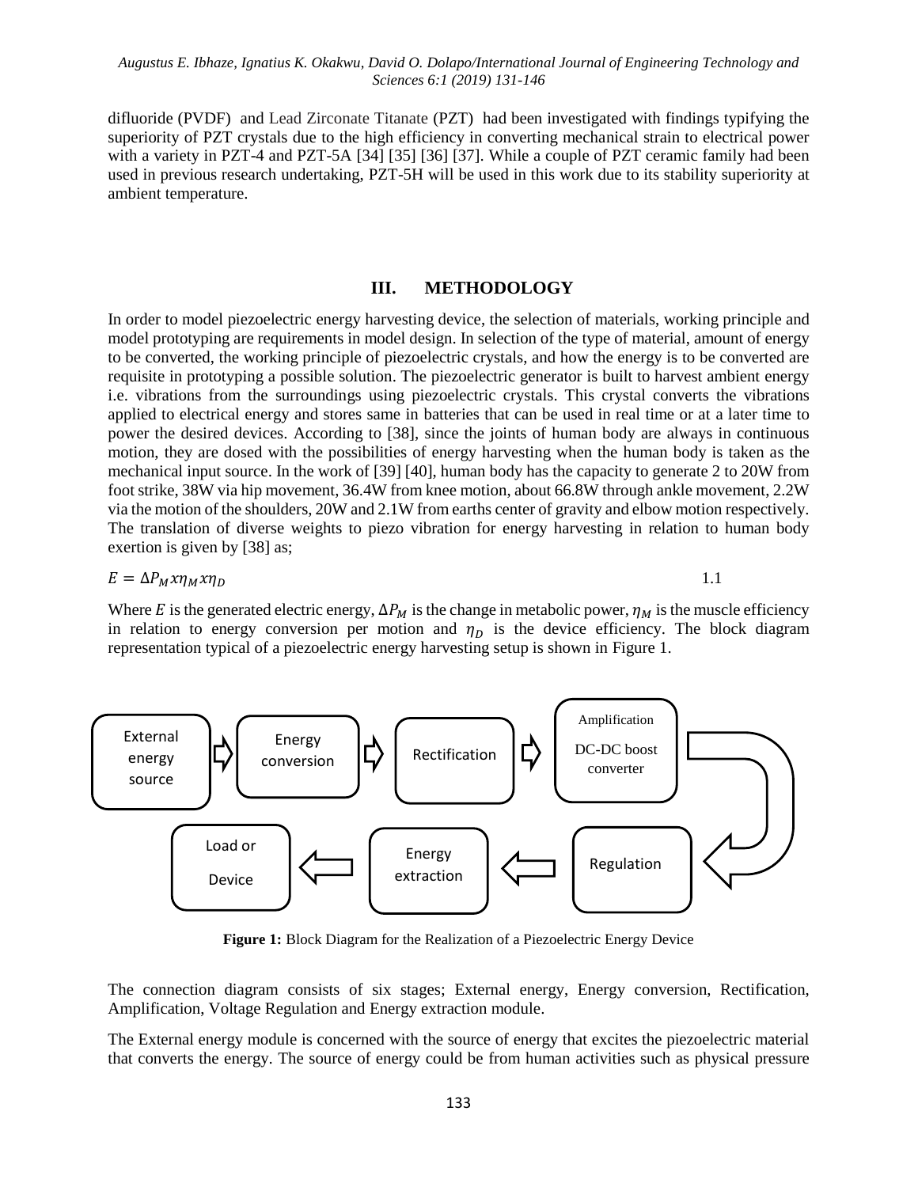difluoride (PVDF) and Lead Zirconate Titanate (PZT) had been investigated with findings typifying the superiority of PZT crystals due to the high efficiency in converting mechanical strain to electrical power with a variety in PZT-4 and PZT-5A [34] [35] [36] [37]. While a couple of PZT ceramic family had been used in previous research undertaking, PZT-5H will be used in this work due to its stability superiority at ambient temperature.

## III. METHODOLOGY

In order to model piezoelectric energy harvesting device, the selection of materials, working principle and model prototyping are requirements in model design. In selection of the type of material, amount of energy to be converted, the working principle of piezoelectric crystals, and how the energy is to be converted are requisite in prototyping a possible solution. The piezoelectric generator is built to harvest ambient energy i.e. vibrations from the surroundings using piezoelectric crystals. This crystal converts the vibrations applied to electrical energy and stores same in batteries that can be used in real time or at a later time to power the desired devices. According to [38], since the joints of human body are always in continuous motion, they are dosed with the possibilities of energy harvesting when the human body is taken as the mechanical input source. In the work of [39] [40], human body has the capacity to generate 2 to 20W from foot strike, 38W via hip movement, 36.4W from knee motion, about 66.8W through ankle movement, 2.2W via the motion of the shoulders, 20W and 2.1W from earths center of gravity and elbow motion respectively. The translation of diverse weights to piezo vibration for energy harvesting in relation to human body exertion is given by [38] as;

$$E = \Delta P_M x \eta_M x \eta_D \qquad 1.1$$

Where $E$ is the generated electric energy, $\Delta P_M$ is the change in metabolic power, $\eta_M$ is the muscle efficiency in relation to energy conversion per motion and $\eta_D$ is the device efficiency. The block diagram representation typical of a piezoelectric energy harvesting setup is shown in Figure 1.

External energy source → Energy conversion → Rectification → Amplification DC-DC boost converter → Regulation → Energy extraction → Load or Device

**Figure 1:** Block Diagram for the Realization of a Piezoelectric Energy Device

The connection diagram consists of six stages; External energy, Energy conversion, Rectification, Amplification, Voltage Regulation and Energy extraction module.

The External energy module is concerned with the source of energy that excites the piezoelectric material that converts the energy. The source of energy could be from human activities such as physical pressure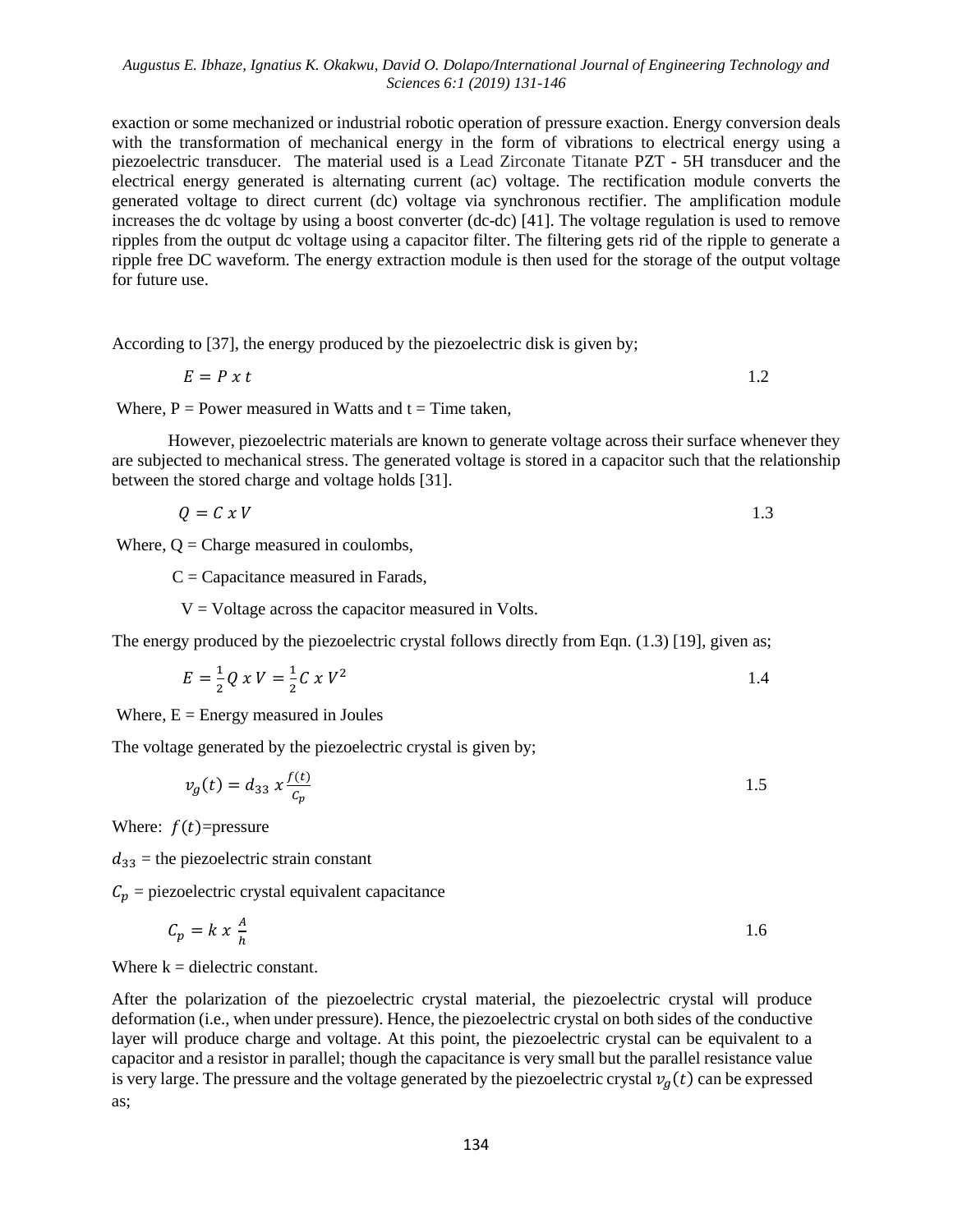exaction or some mechanized or industrial robotic operation of pressure exaction. Energy conversion deals with the transformation of mechanical energy in the form of vibrations to electrical energy using a piezoelectric transducer. The material used is a Lead Zirconate Titanate PZT - 5H transducer and the electrical energy generated is alternating current (ac) voltage. The rectification module converts the generated voltage to direct current (dc) voltage via synchronous rectifier. The amplification module increases the dc voltage by using a boost converter (dc-dc) [41]. The voltage regulation is used to remove ripples from the output dc voltage using a capacitor filter. The filtering gets rid of the ripple to generate a ripple free DC waveform. The energy extraction module is then used for the storage of the output voltage for future use.

According to [37], the energy produced by the piezoelectric disk is given by;

$$E = P \; x \; t \tag{1.2}$$

Where, P = Power measured in Watts and t = Time taken,

However, piezoelectric materials are known to generate voltage across their surface whenever they are subjected to mechanical stress. The generated voltage is stored in a capacitor such that the relationship between the stored charge and voltage holds [31].

$$Q = C \; x \; V \tag{1.3}$$

Where, Q = Charge measured in coulombs,

C = Capacitance measured in Farads,

V = Voltage across the capacitor measured in Volts.

The energy produced by the piezoelectric crystal follows directly from Eqn. (1.3) [19], given as;

$$E = \frac{1}{2} Q \; x \; V = \frac{1}{2} C \; x \; V^2 \tag{1.4}$$

Where, E = Energy measured in Joules

The voltage generated by the piezoelectric crystal is given by;

$$v_g(t) = d_{33} \; x \frac{f(t)}{C_p} \tag{1.5}$$

Where: $f(t)$=pressure

$d_{33}$ = the piezoelectric strain constant

$C_p$ = piezoelectric crystal equivalent capacitance

$$C_p = k \; x \; \frac{A}{h} \tag{1.6}$$

Where k = dielectric constant.

After the polarization of the piezoelectric crystal material, the piezoelectric crystal will produce deformation (i.e., when under pressure). Hence, the piezoelectric crystal on both sides of the conductive layer will produce charge and voltage. At this point, the piezoelectric crystal can be equivalent to a capacitor and a resistor in parallel; though the capacitance is very small but the parallel resistance value is very large. The pressure and the voltage generated by the piezoelectric crystal $v_g(t)$ can be expressed as;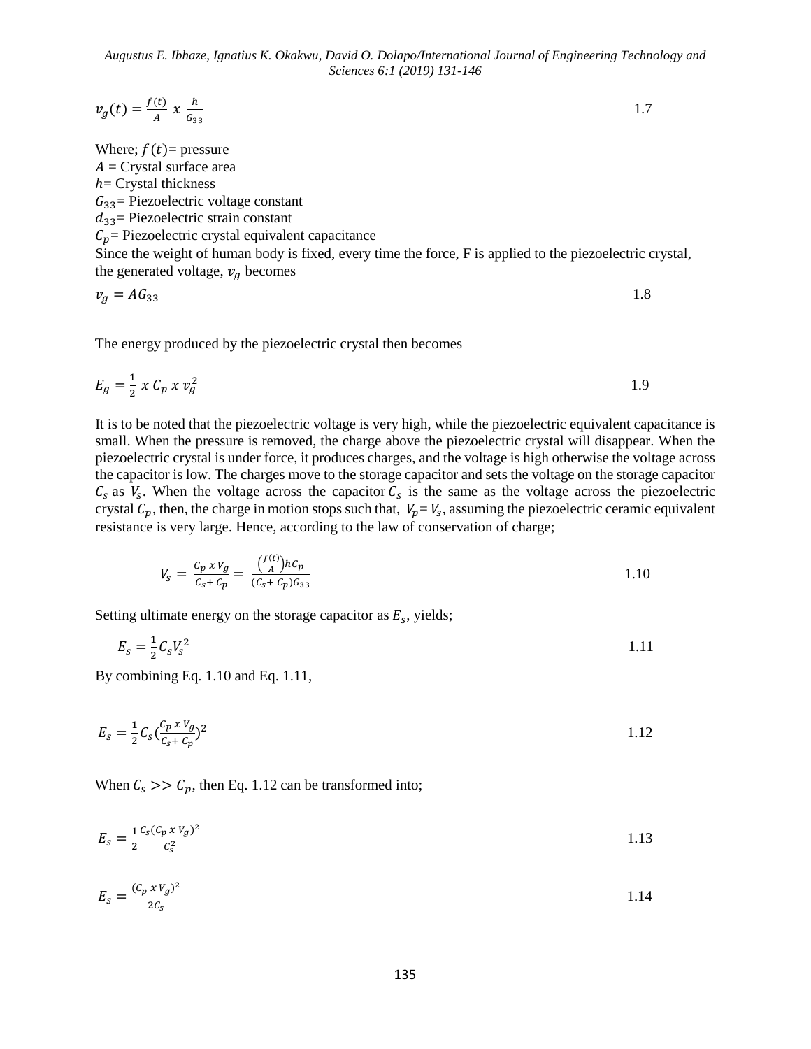$$v_g(t) = \frac{f(t)}{A}\ x\ \frac{h}{G_{33}} \quad 1.7$$

Where; $f(t)$= pressure
$A$ = Crystal surface area
$h$= Crystal thickness
$G_{33}$= Piezoelectric voltage constant
$d_{33}$= Piezoelectric strain constant
$C_p$= Piezoelectric crystal equivalent capacitance
Since the weight of human body is fixed, every time the force, F is applied to the piezoelectric crystal, the generated voltage, $v_g$ becomes

$$v_g = AG_{33} \quad 1.8$$

The energy produced by the piezoelectric crystal then becomes

$$E_g = \frac{1}{2}\ x\ C_p\ x\ v_g^2 \quad 1.9$$

It is to be noted that the piezoelectric voltage is very high, while the piezoelectric equivalent capacitance is small. When the pressure is removed, the charge above the piezoelectric crystal will disappear. When the piezoelectric crystal is under force, it produces charges, and the voltage is high otherwise the voltage across the capacitor is low. The charges move to the storage capacitor and sets the voltage on the storage capacitor $C_s$ as $V_s$. When the voltage across the capacitor $C_s$ is the same as the voltage across the piezoelectric crystal $C_p$, then, the charge in motion stops such that, $V_p = V_s$, assuming the piezoelectric ceramic equivalent resistance is very large. Hence, according to the law of conservation of charge;

$$V_s = \frac{C_p\ x\ V_g}{C_s + C_p} = \frac{\left(\frac{f(t)}{A}\right)hC_p}{(C_s + C_p)G_{33}} \quad 1.10$$

Setting ultimate energy on the storage capacitor as $E_s$, yields;

$$E_s = \frac{1}{2}C_sV_s^2 \quad 1.11$$

By combining Eq. 1.10 and Eq. 1.11,

$$E_s = \frac{1}{2}C_s\left(\frac{C_p\ x\ V_g}{C_s + C_p}\right)^2 \quad 1.12$$

When $C_s >> C_p$, then Eq. 1.12 can be transformed into;

$$E_s = \frac{1}{2}\frac{C_s(C_p\ x\ V_g)^2}{C_s^2} \quad 1.13$$

$$E_s = \frac{(C_p\ x\ V_g)^2}{2C_s} \quad 1.14$$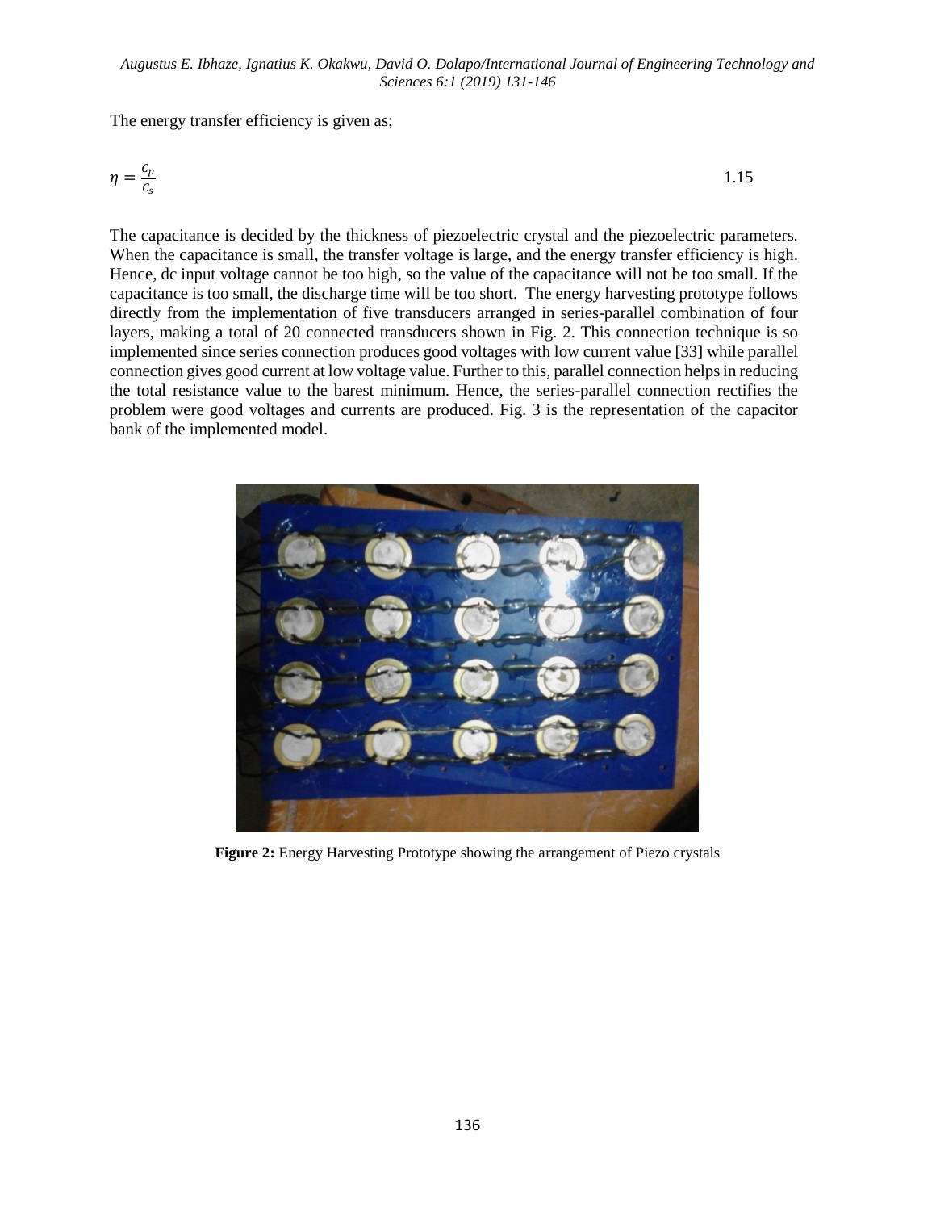The energy transfer efficiency is given as;

$$\eta = \frac{C_p}{C_s} \quad 1.15$$

The capacitance is decided by the thickness of piezoelectric crystal and the piezoelectric parameters. When the capacitance is small, the transfer voltage is large, and the energy transfer efficiency is high. Hence, dc input voltage cannot be too high, so the value of the capacitance will not be too small. If the capacitance is too small, the discharge time will be too short. The energy harvesting prototype follows directly from the implementation of five transducers arranged in series-parallel combination of four layers, making a total of 20 connected transducers shown in Fig. 2. This connection technique is so implemented since series connection produces good voltages with low current value [33] while parallel connection gives good current at low voltage value. Further to this, parallel connection helps in reducing the total resistance value to the barest minimum. Hence, the series-parallel connection rectifies the problem were good voltages and currents are produced. Fig. 3 is the representation of the capacitor bank of the implemented model.

**Figure 2:** Energy Harvesting Prototype showing the arrangement of Piezo crystals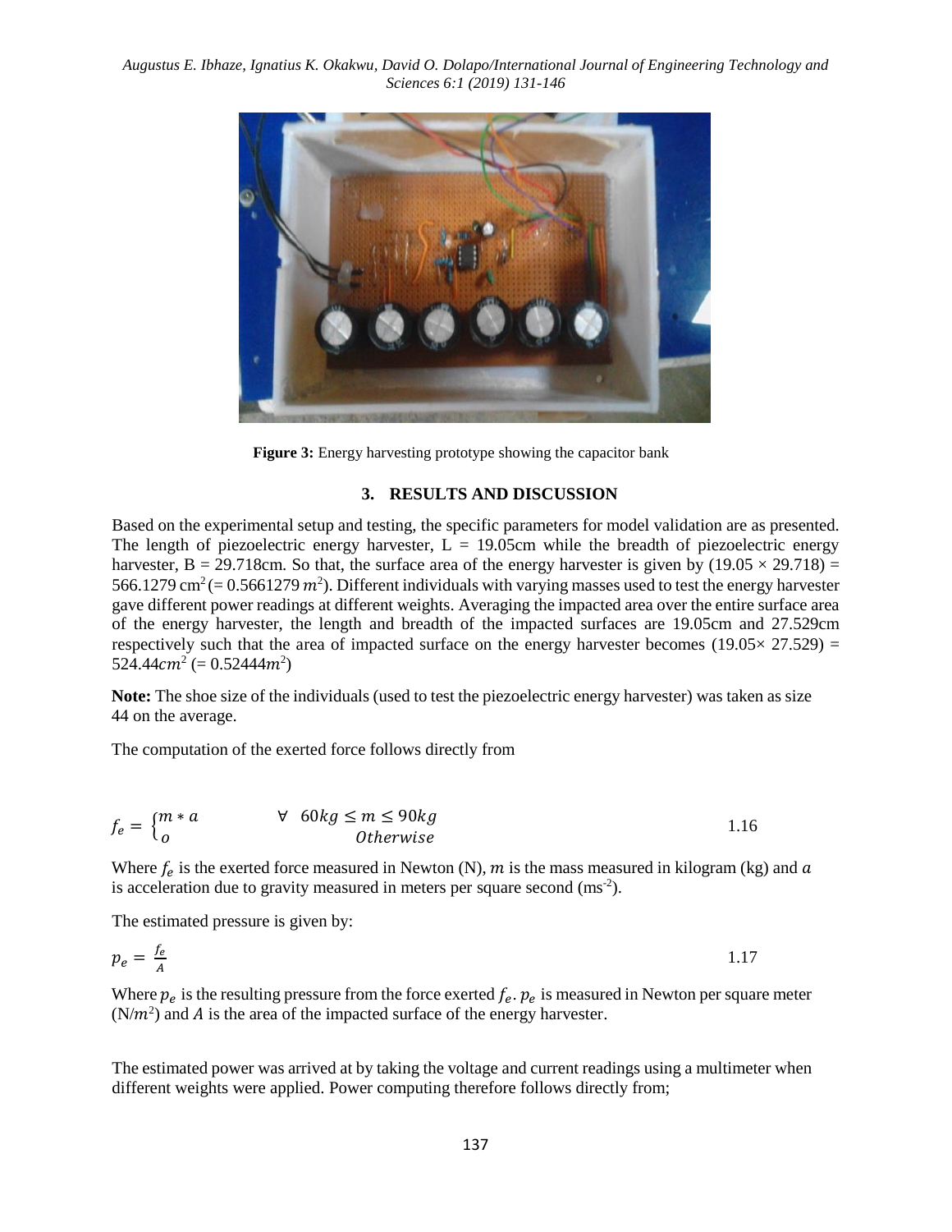**Figure 3:** Energy harvesting prototype showing the capacitor bank

## 3. RESULTS AND DISCUSSION

Based on the experimental setup and testing, the specific parameters for model validation are as presented. The length of piezoelectric energy harvester, L = 19.05cm while the breadth of piezoelectric energy harvester, B = 29.718cm. So that, the surface area of the energy harvester is given by (19.05 × 29.718) = 566.1279 $cm^2$ (= 0.5661279 $m^2$). Different individuals with varying masses used to test the energy harvester gave different power readings at different weights. Averaging the impacted area over the entire surface area of the energy harvester, the length and breadth of the impacted surfaces are 19.05cm and 27.529cm respectively such that the area of impacted surface on the energy harvester becomes (19.05× 27.529) = 524.44$cm^2$ (= 0.52444$m^2$)

**Note:** The shoe size of the individuals (used to test the piezoelectric energy harvester) was taken as size 44 on the average.

The computation of the exerted force follows directly from

$$f_e = \begin{cases} m * a & \forall \quad 60kg \leq m \leq 90kg \\ o & Otherwise \end{cases} \tag{1.16}$$

Where $f_e$ is the exerted force measured in Newton (N), $m$ is the mass measured in kilogram (kg) and $a$ is acceleration due to gravity measured in meters per square second ($ms^{-2}$).

The estimated pressure is given by:

$$p_e = \frac{f_e}{A} \tag{1.17}$$

Where $p_e$ is the resulting pressure from the force exerted $f_e$. $p_e$ is measured in Newton per square meter ($N/m^2$) and $A$ is the area of the impacted surface of the energy harvester.

The estimated power was arrived at by taking the voltage and current readings using a multimeter when different weights were applied. Power computing therefore follows directly from;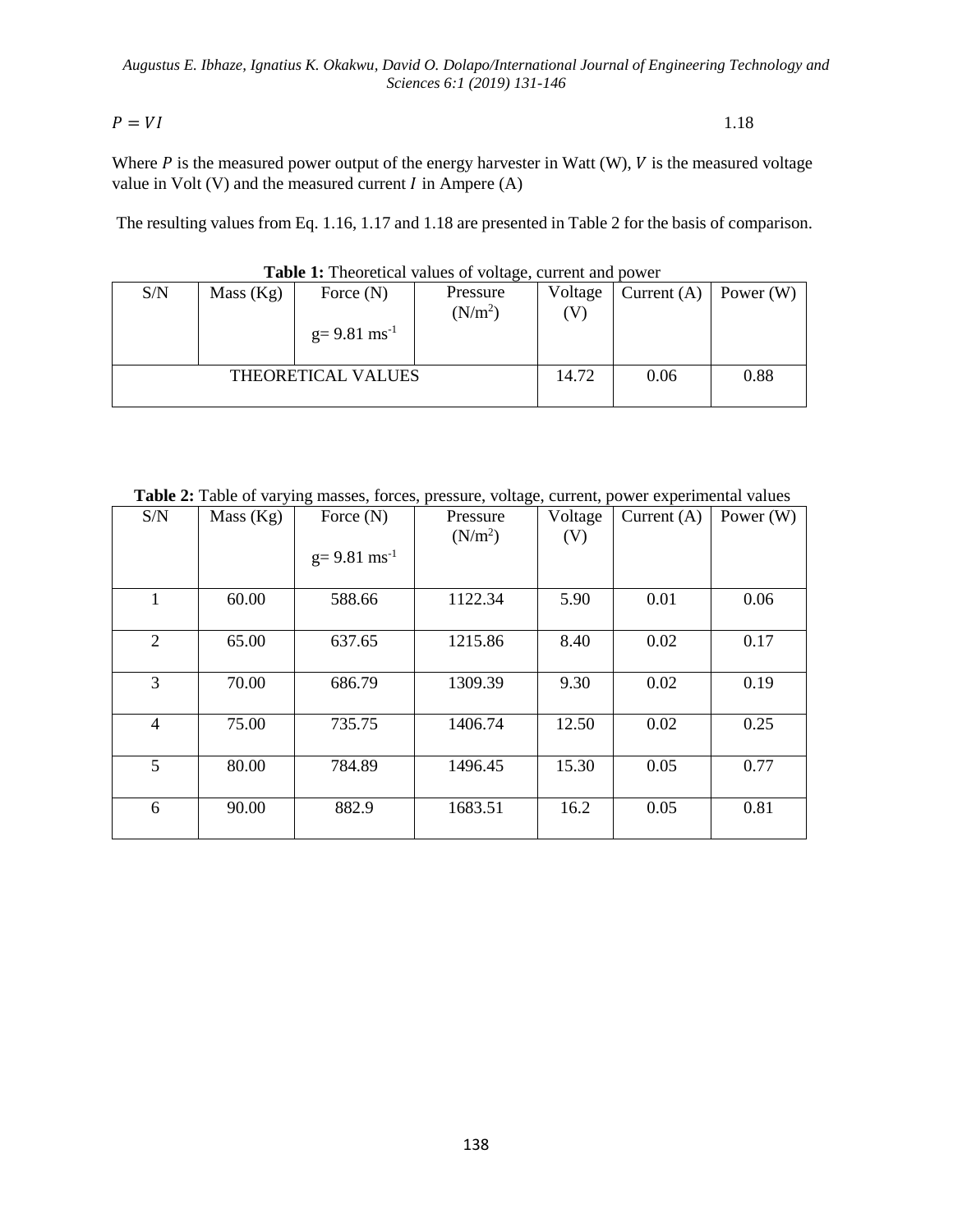$$P = VI \tag{1.18}$$

Where $P$ is the measured power output of the energy harvester in Watt (W), $V$ is the measured voltage value in Volt (V) and the measured current $I$ in Ampere (A)

The resulting values from Eq. 1.16, 1.17 and 1.18 are presented in Table 2 for the basis of comparison.

**Table 1:** Theoretical values of voltage, current and power

| S/N | Mass (Kg) | Force (N) $g= 9.81\ ms^{-1}$ | Pressure ($N/m^2$) | Voltage (V) | Current (A) | Power (W) |
|---|---|---|---|---|---|---|
| THEORETICAL VALUES | | | | 14.72 | 0.06 | 0.88 |

**Table 2:** Table of varying masses, forces, pressure, voltage, current, power experimental values

| S/N | Mass (Kg) | Force (N) $g= 9.81\ ms^{-1}$ | Pressure ($N/m^2$) | Voltage (V) | Current (A) | Power (W) |
|---|---|---|---|---|---|---|
| 1 | 60.00 | 588.66 | 1122.34 | 5.90 | 0.01 | 0.06 |
| 2 | 65.00 | 637.65 | 1215.86 | 8.40 | 0.02 | 0.17 |
| 3 | 70.00 | 686.79 | 1309.39 | 9.30 | 0.02 | 0.19 |
| 4 | 75.00 | 735.75 | 1406.74 | 12.50 | 0.02 | 0.25 |
| 5 | 80.00 | 784.89 | 1496.45 | 15.30 | 0.05 | 0.77 |
| 6 | 90.00 | 882.9 | 1683.51 | 16.2 | 0.05 | 0.81 |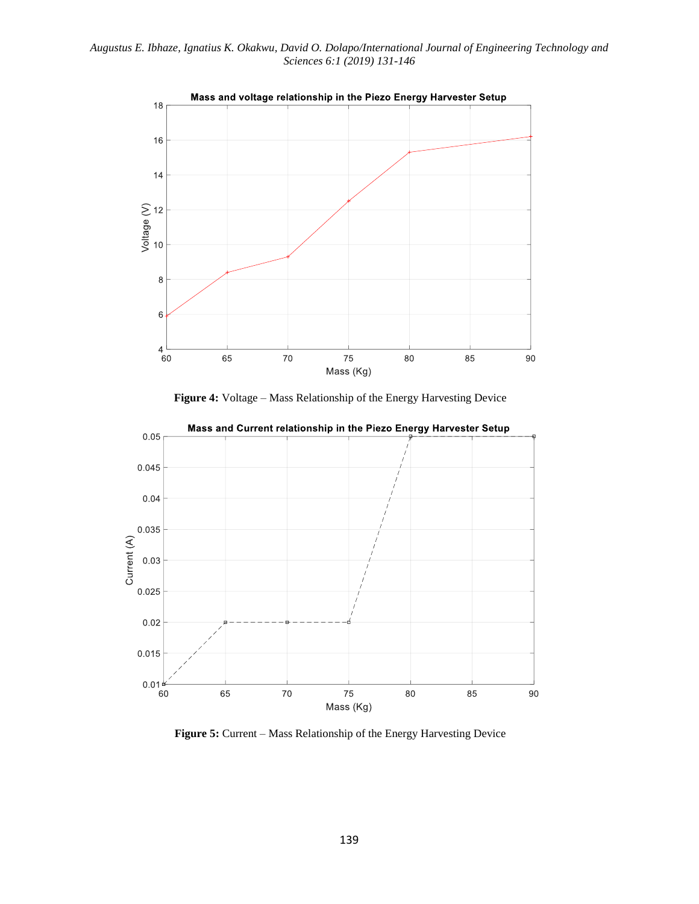**Figure 4:** Voltage – Mass Relationship of the Energy Harvesting Device

**Figure 5:** Current – Mass Relationship of the Energy Harvesting Device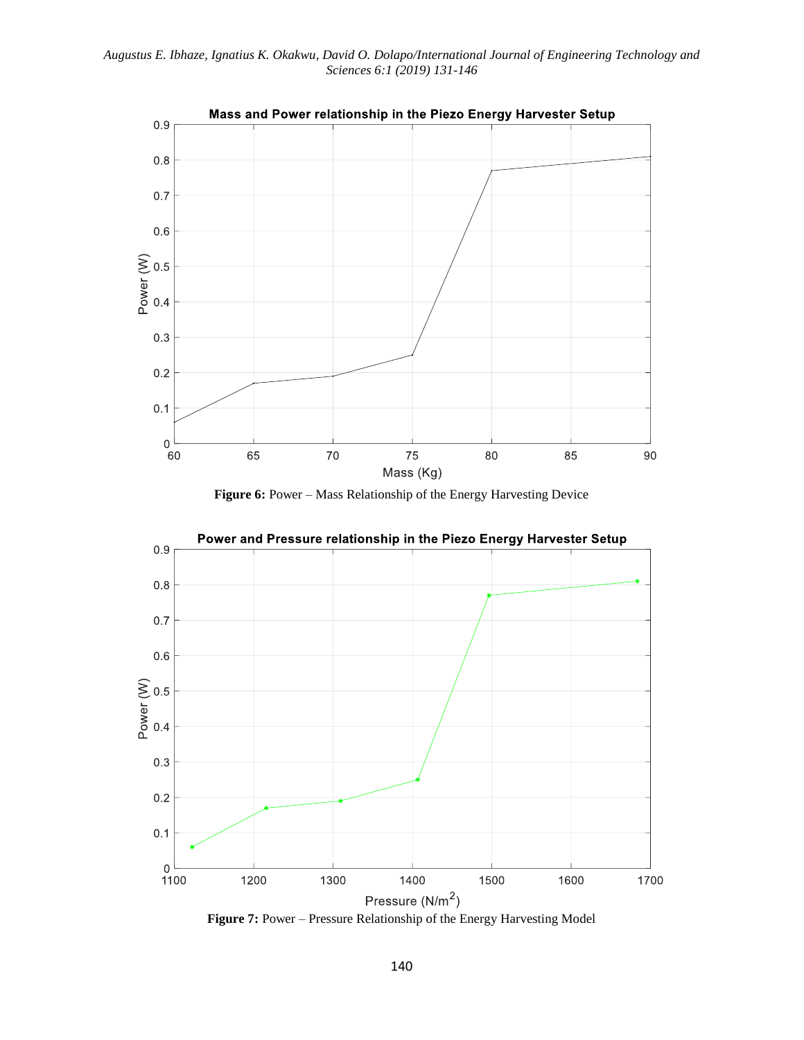**Figure 6:** Power – Mass Relationship of the Energy Harvesting Device

**Figure 7:** Power – Pressure Relationship of the Energy Harvesting Model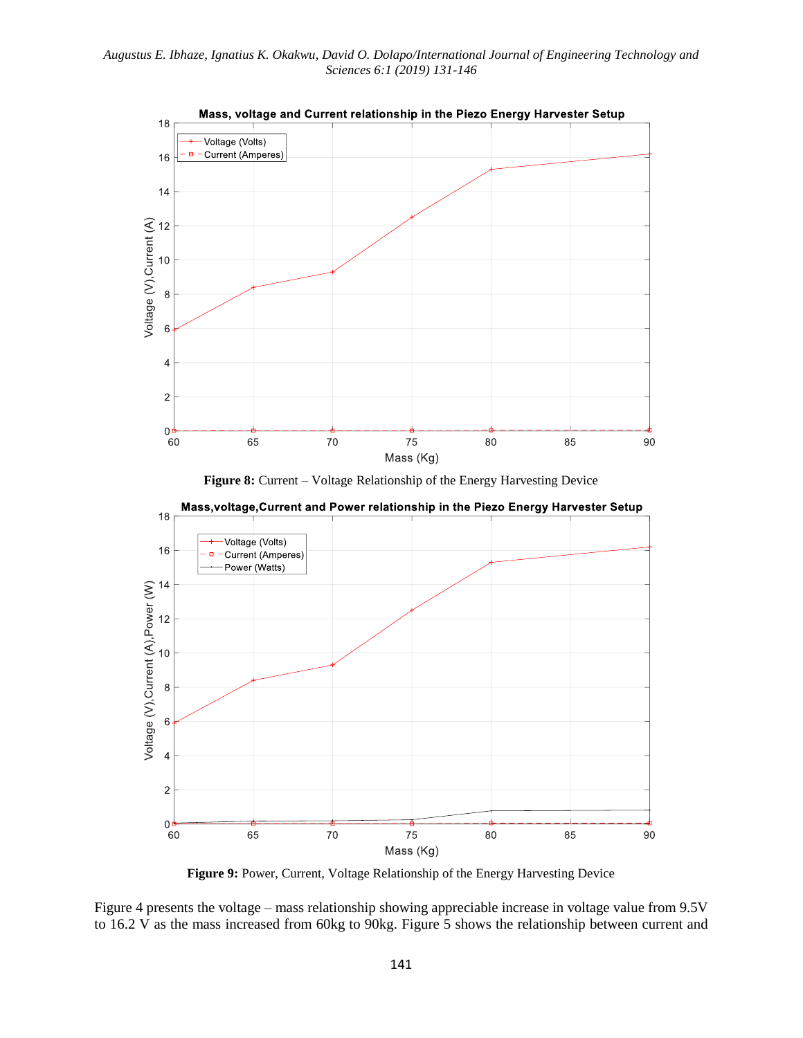**Figure 8:** Current – Voltage Relationship of the Energy Harvesting Device

**Figure 9:** Power, Current, Voltage Relationship of the Energy Harvesting Device

Figure 4 presents the voltage – mass relationship showing appreciable increase in voltage value from 9.5V to 16.2 V as the mass increased from 60kg to 90kg. Figure 5 shows the relationship between current and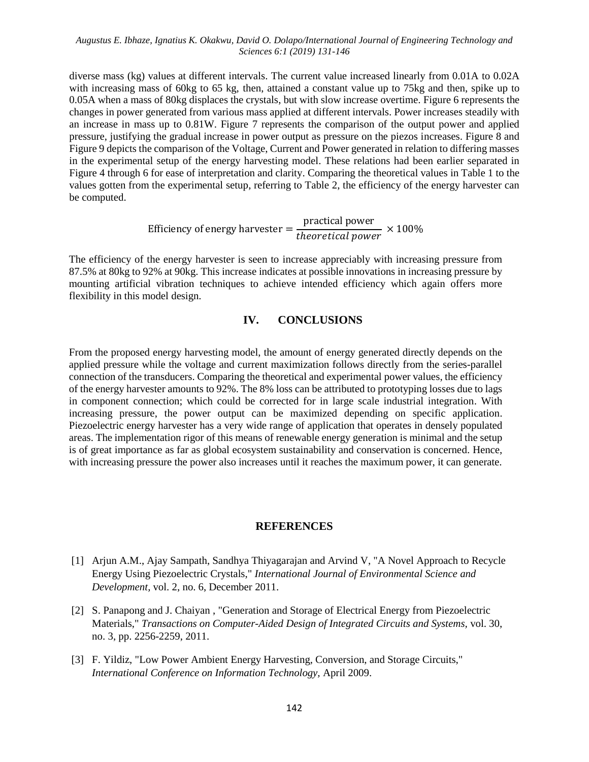diverse mass (kg) values at different intervals. The current value increased linearly from 0.01A to 0.02A with increasing mass of 60kg to 65 kg, then, attained a constant value up to 75kg and then, spike up to 0.05A when a mass of 80kg displaces the crystals, but with slow increase overtime. Figure 6 represents the changes in power generated from various mass applied at different intervals. Power increases steadily with an increase in mass up to 0.81W. Figure 7 represents the comparison of the output power and applied pressure, justifying the gradual increase in power output as pressure on the piezos increases. Figure 8 and Figure 9 depicts the comparison of the Voltage, Current and Power generated in relation to differing masses in the experimental setup of the energy harvesting model. These relations had been earlier separated in Figure 4 through 6 for ease of interpretation and clarity. Comparing the theoretical values in Table 1 to the values gotten from the experimental setup, referring to Table 2, the efficiency of the energy harvester can be computed.

$$\text{Efficiency of energy harvester} = \frac{\text{practical power}}{\textit{theoretical power}} \times 100\%$$

The efficiency of the energy harvester is seen to increase appreciably with increasing pressure from 87.5% at 80kg to 92% at 90kg. This increase indicates at possible innovations in increasing pressure by mounting artificial vibration techniques to achieve intended efficiency which again offers more flexibility in this model design.

## IV. CONCLUSIONS

From the proposed energy harvesting model, the amount of energy generated directly depends on the applied pressure while the voltage and current maximization follows directly from the series-parallel connection of the transducers. Comparing the theoretical and experimental power values, the efficiency of the energy harvester amounts to 92%. The 8% loss can be attributed to prototyping losses due to lags in component connection; which could be corrected for in large scale industrial integration. With increasing pressure, the power output can be maximized depending on specific application. Piezoelectric energy harvester has a very wide range of application that operates in densely populated areas. The implementation rigor of this means of renewable energy generation is minimal and the setup is of great importance as far as global ecosystem sustainability and conservation is concerned. Hence, with increasing pressure the power also increases until it reaches the maximum power, it can generate.

## REFERENCES

[1] Arjun A.M., Ajay Sampath, Sandhya Thiyagarajan and Arvind V, "A Novel Approach to Recycle Energy Using Piezoelectric Crystals," *International Journal of Environmental Science and Development*, vol. 2, no. 6, December 2011.

[2] S. Panapong and J. Chaiyan , "Generation and Storage of Electrical Energy from Piezoelectric Materials," *Transactions on Computer-Aided Design of Integrated Circuits and Systems*, vol. 30, no. 3, pp. 2256-2259, 2011.

[3] F. Yildiz, "Low Power Ambient Energy Harvesting, Conversion, and Storage Circuits," *International Conference on Information Technology*, April 2009.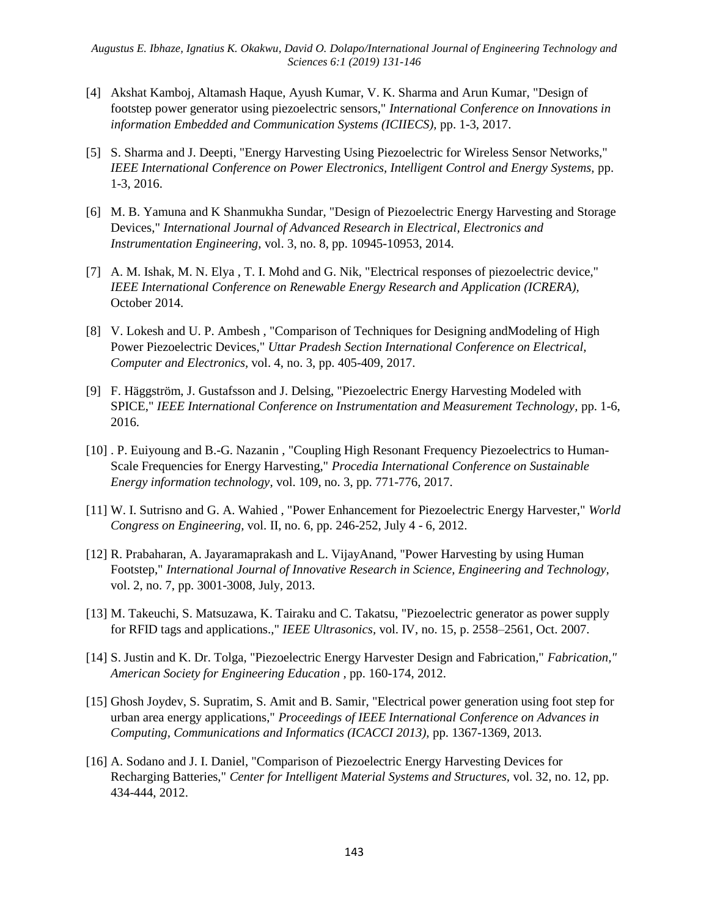[4] Akshat Kamboj, Altamash Haque, Ayush Kumar, V. K. Sharma and Arun Kumar, "Design of footstep power generator using piezoelectric sensors," *International Conference on Innovations in information Embedded and Communication Systems (ICIIECS)*, pp. 1-3, 2017.

[5] S. Sharma and J. Deepti, "Energy Harvesting Using Piezoelectric for Wireless Sensor Networks," *IEEE International Conference on Power Electronics, Intelligent Control and Energy Systems,* pp. 1-3, 2016.

[6] M. B. Yamuna and K Shanmukha Sundar, "Design of Piezoelectric Energy Harvesting and Storage Devices," *International Journal of Advanced Research in Electrical, Electronics and Instrumentation Engineering,* vol. 3, no. 8, pp. 10945-10953, 2014.

[7] A. M. Ishak, M. N. Elya , T. I. Mohd and G. Nik, "Electrical responses of piezoelectric device," *IEEE International Conference on Renewable Energy Research and Application (ICRERA),* October 2014.

[8] V. Lokesh and U. P. Ambesh , "Comparison of Techniques for Designing andModeling of High Power Piezoelectric Devices," *Uttar Pradesh Section International Conference on Electrical, Computer and Electronics,* vol. 4, no. 3, pp. 405-409, 2017.

[9] F. Häggström, J. Gustafsson and J. Delsing, "Piezoelectric Energy Harvesting Modeled with SPICE," *IEEE International Conference on Instrumentation and Measurement Technology*, pp. 1-6, 2016.

[10] . P. Euiyoung and B.-G. Nazanin , "Coupling High Resonant Frequency Piezoelectrics to Human-Scale Frequencies for Energy Harvesting," *Procedia International Conference on Sustainable Energy information technology,* vol. 109, no. 3, pp. 771-776, 2017.

[11] W. I. Sutrisno and G. A. Wahied , "Power Enhancement for Piezoelectric Energy Harvester," *World Congress on Engineering,* vol. II, no. 6, pp. 246-252, July 4 - 6, 2012.

[12] R. Prabaharan, A. Jayaramaprakash and L. VijayAnand, "Power Harvesting by using Human Footstep," *International Journal of Innovative Research in Science, Engineering and Technology,* vol. 2, no. 7, pp. 3001-3008, July, 2013.

[13] M. Takeuchi, S. Matsuzawa, K. Tairaku and C. Takatsu, "Piezoelectric generator as power supply for RFID tags and applications.," *IEEE Ultrasonics,* vol. IV, no. 15, p. 2558–2561, Oct. 2007.

[14] S. Justin and K. Dr. Tolga, "Piezoelectric Energy Harvester Design and Fabrication," *Fabrication," American Society for Engineering Education ,* pp. 160-174, 2012.

[15] Ghosh Joydev, S. Supratim, S. Amit and B. Samir, "Electrical power generation using foot step for urban area energy applications," *Proceedings of IEEE International Conference on Advances in Computing, Communications and Informatics (ICACCI 2013)*, pp. 1367-1369, 2013.

[16] A. Sodano and J. I. Daniel, "Comparison of Piezoelectric Energy Harvesting Devices for Recharging Batteries," *Center for Intelligent Material Systems and Structures,* vol. 32, no. 12, pp. 434-444, 2012.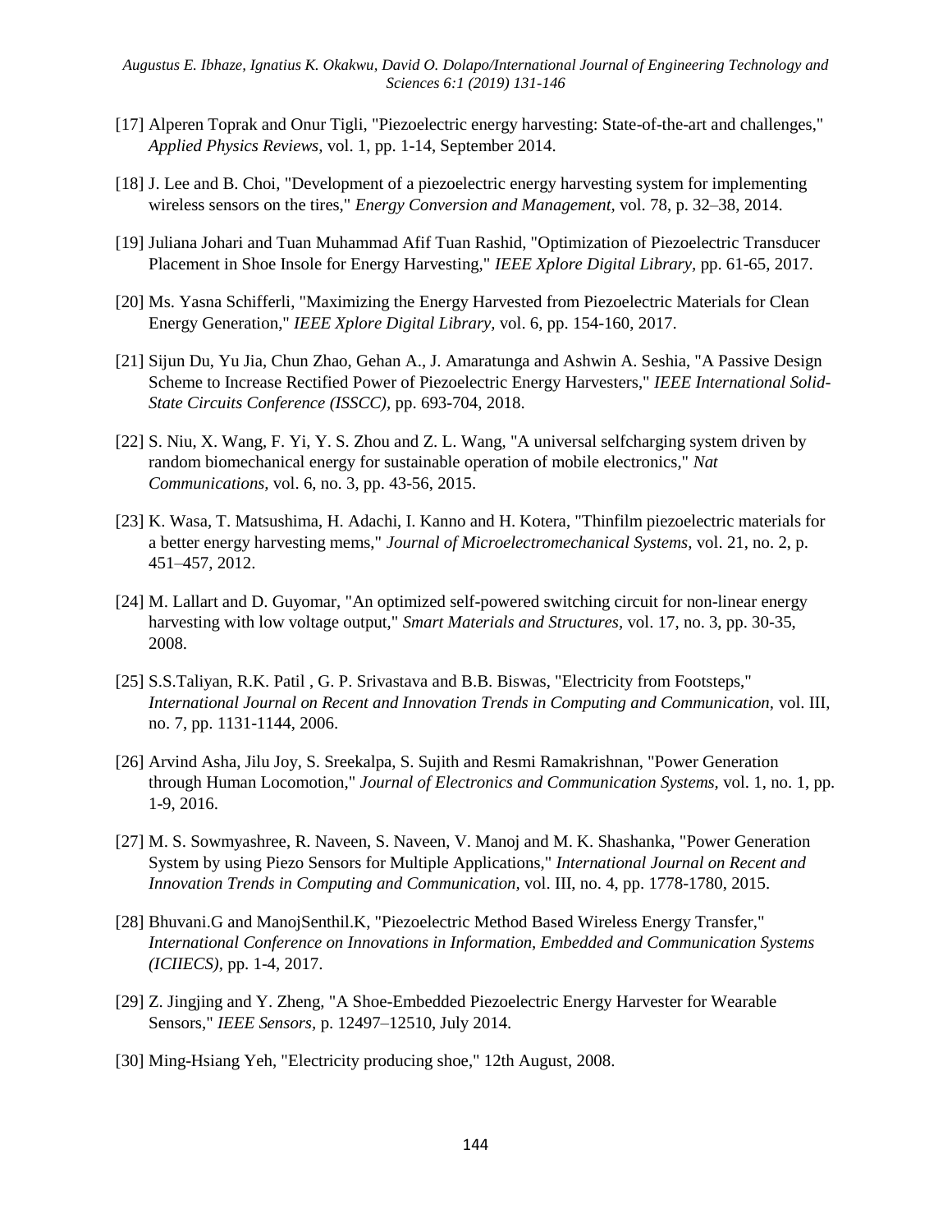[17] Alperen Toprak and Onur Tigli, "Piezoelectric energy harvesting: State-of-the-art and challenges," *Applied Physics Reviews,* vol. 1, pp. 1-14, September 2014.

[18] J. Lee and B. Choi, "Development of a piezoelectric energy harvesting system for implementing wireless sensors on the tires," *Energy Conversion and Management,* vol. 78, p. 32–38, 2014.

[19] Juliana Johari and Tuan Muhammad Afif Tuan Rashid, "Optimization of Piezoelectric Transducer Placement in Shoe Insole for Energy Harvesting," *IEEE Xplore Digital Library,* pp. 61-65, 2017.

[20] Ms. Yasna Schifferli, "Maximizing the Energy Harvested from Piezoelectric Materials for Clean Energy Generation," *IEEE Xplore Digital Library,* vol. 6, pp. 154-160, 2017.

[21] Sijun Du, Yu Jia, Chun Zhao, Gehan A., J. Amaratunga and Ashwin A. Seshia, "A Passive Design Scheme to Increase Rectified Power of Piezoelectric Energy Harvesters," *IEEE International Solid-State Circuits Conference (ISSCC),* pp. 693-704, 2018.

[22] S. Niu, X. Wang, F. Yi, Y. S. Zhou and Z. L. Wang, "A universal selfcharging system driven by random biomechanical energy for sustainable operation of mobile electronics," *Nat Communications,* vol. 6, no. 3, pp. 43-56, 2015.

[23] K. Wasa, T. Matsushima, H. Adachi, I. Kanno and H. Kotera, "Thinfilm piezoelectric materials for a better energy harvesting mems," *Journal of Microelectromechanical Systems,* vol. 21, no. 2, p. 451–457, 2012.

[24] M. Lallart and D. Guyomar, "An optimized self-powered switching circuit for non-linear energy harvesting with low voltage output," *Smart Materials and Structures,* vol. 17, no. 3, pp. 30-35, 2008.

[25] S.S.Taliyan, R.K. Patil , G. P. Srivastava and B.B. Biswas, "Electricity from Footsteps," *International Journal on Recent and Innovation Trends in Computing and Communication,* vol. III, no. 7, pp. 1131-1144, 2006.

[26] Arvind Asha, Jilu Joy, S. Sreekalpa, S. Sujith and Resmi Ramakrishnan, "Power Generation through Human Locomotion," *Journal of Electronics and Communication Systems,* vol. 1, no. 1, pp. 1-9, 2016.

[27] M. S. Sowmyashree, R. Naveen, S. Naveen, V. Manoj and M. K. Shashanka, "Power Generation System by using Piezo Sensors for Multiple Applications," *International Journal on Recent and Innovation Trends in Computing and Communication,* vol. III, no. 4, pp. 1778-1780, 2015.

[28] Bhuvani.G and ManojSenthil.K, "Piezoelectric Method Based Wireless Energy Transfer," *International Conference on Innovations in Information, Embedded and Communication Systems (ICIIECS),* pp. 1-4, 2017.

[29] Z. Jingjing and Y. Zheng, "A Shoe-Embedded Piezoelectric Energy Harvester for Wearable Sensors," *IEEE Sensors,* p. 12497–12510, July 2014.

[30] Ming-Hsiang Yeh, "Electricity producing shoe," 12th August, 2008.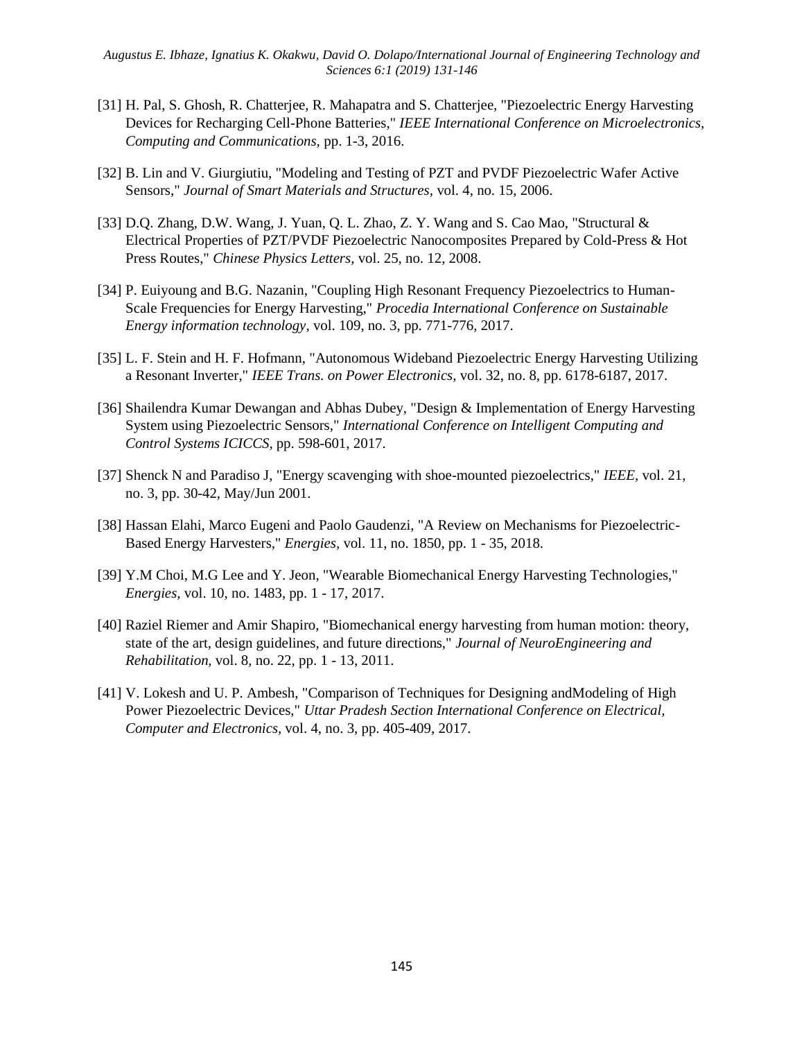[31] H. Pal, S. Ghosh, R. Chatterjee, R. Mahapatra and S. Chatterjee, "Piezoelectric Energy Harvesting Devices for Recharging Cell-Phone Batteries," *IEEE International Conference on Microelectronics, Computing and Communications,* pp. 1-3, 2016.

[32] B. Lin and V. Giurgiutiu, "Modeling and Testing of PZT and PVDF Piezoelectric Wafer Active Sensors," *Journal of Smart Materials and Structures,* vol. 4, no. 15, 2006.

[33] D.Q. Zhang, D.W. Wang, J. Yuan, Q. L. Zhao, Z. Y. Wang and S. Cao Mao, "Structural & Electrical Properties of PZT/PVDF Piezoelectric Nanocomposites Prepared by Cold-Press & Hot Press Routes," *Chinese Physics Letters,* vol. 25, no. 12, 2008.

[34] P. Euiyoung and B.G. Nazanin, "Coupling High Resonant Frequency Piezoelectrics to Human-Scale Frequencies for Energy Harvesting," *Procedia International Conference on Sustainable Energy information technology,* vol. 109, no. 3, pp. 771-776, 2017.

[35] L. F. Stein and H. F. Hofmann, "Autonomous Wideband Piezoelectric Energy Harvesting Utilizing a Resonant Inverter," *IEEE Trans. on Power Electronics,* vol. 32, no. 8, pp. 6178-6187, 2017.

[36] Shailendra Kumar Dewangan and Abhas Dubey, "Design & Implementation of Energy Harvesting System using Piezoelectric Sensors," *International Conference on Intelligent Computing and Control Systems ICICCS,* pp. 598-601, 2017.

[37] Shenck N and Paradiso J, "Energy scavenging with shoe-mounted piezoelectrics," *IEEE,* vol. 21, no. 3, pp. 30-42, May/Jun 2001.

[38] Hassan Elahi, Marco Eugeni and Paolo Gaudenzi, "A Review on Mechanisms for Piezoelectric-Based Energy Harvesters," *Energies,* vol. 11, no. 1850, pp. 1 - 35, 2018.

[39] Y.M Choi, M.G Lee and Y. Jeon, "Wearable Biomechanical Energy Harvesting Technologies," *Energies,* vol. 10, no. 1483, pp. 1 - 17, 2017.

[40] Raziel Riemer and Amir Shapiro, "Biomechanical energy harvesting from human motion: theory, state of the art, design guidelines, and future directions," *Journal of NeuroEngineering and Rehabilitation,* vol. 8, no. 22, pp. 1 - 13, 2011.

[41] V. Lokesh and U. P. Ambesh, "Comparison of Techniques for Designing andModeling of High Power Piezoelectric Devices," *Uttar Pradesh Section International Conference on Electrical, Computer and Electronics,* vol. 4, no. 3, pp. 405-409, 2017.